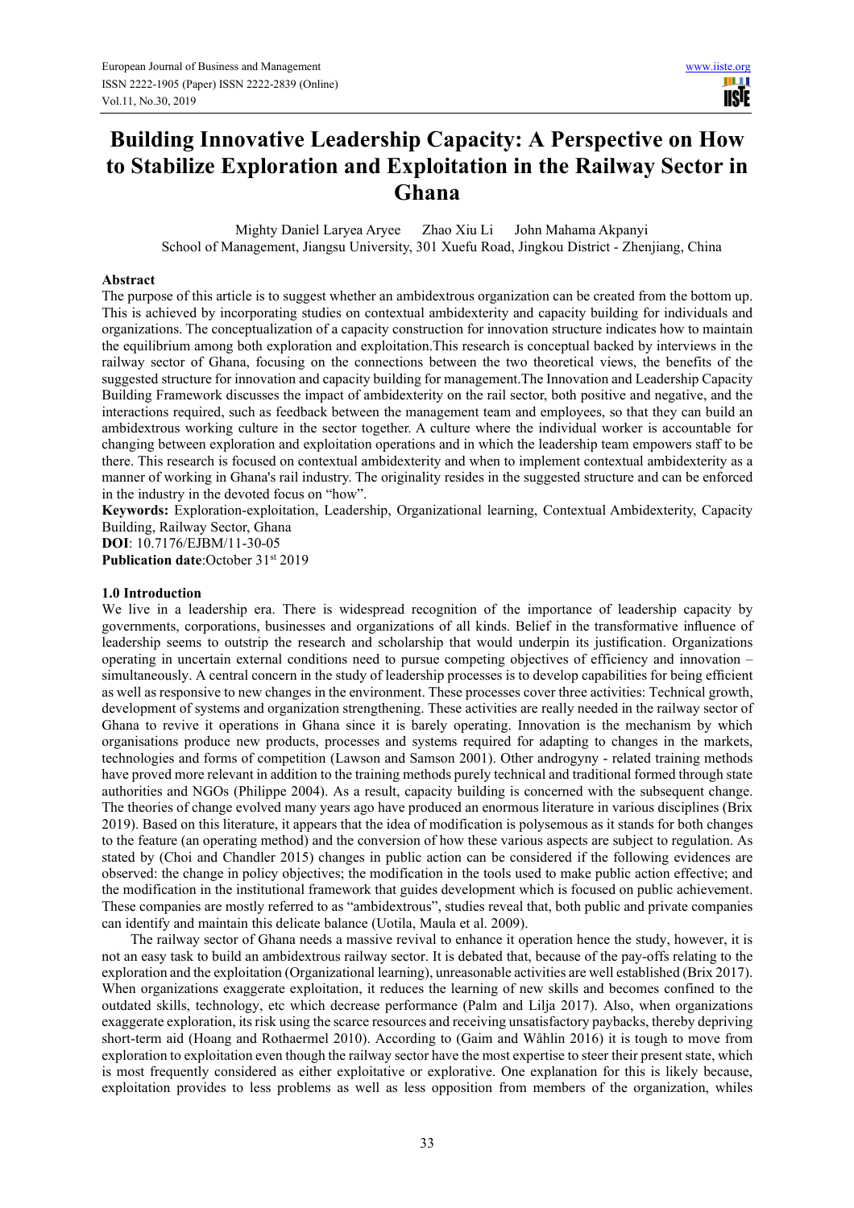# Building Innovative Leadership Capacity: A Perspective on How to Stabilize Exploration and Exploitation in the Railway Sector in Ghana

Mighty Daniel Laryea Aryee Zhao Xiu Li John Mahama Akpanyi

School of Management, Jiangsu University, 301 Xuefu Road, Jingkou District - Zhenjiang, China

## Abstract

The purpose of this article is to suggest whether an ambidextrous organization can be created from the bottom up. This is achieved by incorporating studies on contextual ambidexterity and capacity building for individuals and organizations. The conceptualization of a capacity construction for innovation structure indicates how to maintain the equilibrium among both exploration and exploitation.This research is conceptual backed by interviews in the railway sector of Ghana, focusing on the connections between the two theoretical views, the benefits of the suggested structure for innovation and capacity building for management.The Innovation and Leadership Capacity Building Framework discusses the impact of ambidexterity on the rail sector, both positive and negative, and the interactions required, such as feedback between the management team and employees, so that they can build an ambidextrous working culture in the sector together. A culture where the individual worker is accountable for changing between exploration and exploitation operations and in which the leadership team empowers staff to be there. This research is focused on contextual ambidexterity and when to implement contextual ambidexterity as a manner of working in Ghana's rail industry. The originality resides in the suggested structure and can be enforced in the industry in the devoted focus on "how".

**Keywords:** Exploration-exploitation, Leadership, Organizational learning, Contextual Ambidexterity, Capacity Building, Railway Sector, Ghana

**DOI**: 10.7176/EJBM/11-30-05

**Publication date**:October 31st 2019

## 1.0 Introduction

We live in a leadership era. There is widespread recognition of the importance of leadership capacity by governments, corporations, businesses and organizations of all kinds. Belief in the transformative influence of leadership seems to outstrip the research and scholarship that would underpin its justification. Organizations operating in uncertain external conditions need to pursue competing objectives of efficiency and innovation – simultaneously. A central concern in the study of leadership processes is to develop capabilities for being efficient as well as responsive to new changes in the environment. These processes cover three activities: Technical growth, development of systems and organization strengthening. These activities are really needed in the railway sector of Ghana to revive it operations in Ghana since it is barely operating. Innovation is the mechanism by which organisations produce new products, processes and systems required for adapting to changes in the markets, technologies and forms of competition (Lawson and Samson 2001). Other androgyny - related training methods have proved more relevant in addition to the training methods purely technical and traditional formed through state authorities and NGOs (Philippe 2004). As a result, capacity building is concerned with the subsequent change. The theories of change evolved many years ago have produced an enormous literature in various disciplines (Brix 2019). Based on this literature, it appears that the idea of modification is polysemous as it stands for both changes to the feature (an operating method) and the conversion of how these various aspects are subject to regulation. As stated by (Choi and Chandler 2015) changes in public action can be considered if the following evidences are observed: the change in policy objectives; the modification in the tools used to make public action effective; and the modification in the institutional framework that guides development which is focused on public achievement. These companies are mostly referred to as "ambidextrous", studies reveal that, both public and private companies can identify and maintain this delicate balance (Uotila, Maula et al. 2009).

The railway sector of Ghana needs a massive revival to enhance it operation hence the study, however, it is not an easy task to build an ambidextrous railway sector. It is debated that, because of the pay-offs relating to the exploration and the exploitation (Organizational learning), unreasonable activities are well established (Brix 2017). When organizations exaggerate exploitation, it reduces the learning of new skills and becomes confined to the outdated skills, technology, etc which decrease performance (Palm and Lilja 2017). Also, when organizations exaggerate exploration, its risk using the scarce resources and receiving unsatisfactory paybacks, thereby depriving short-term aid (Hoang and Rothaermel 2010). According to (Gaim and Wåhlin 2016) it is tough to move from exploration to exploitation even though the railway sector have the most expertise to steer their present state, which is most frequently considered as either exploitative or explorative. One explanation for this is likely because, exploitation provides to less problems as well as less opposition from members of the organization, whiles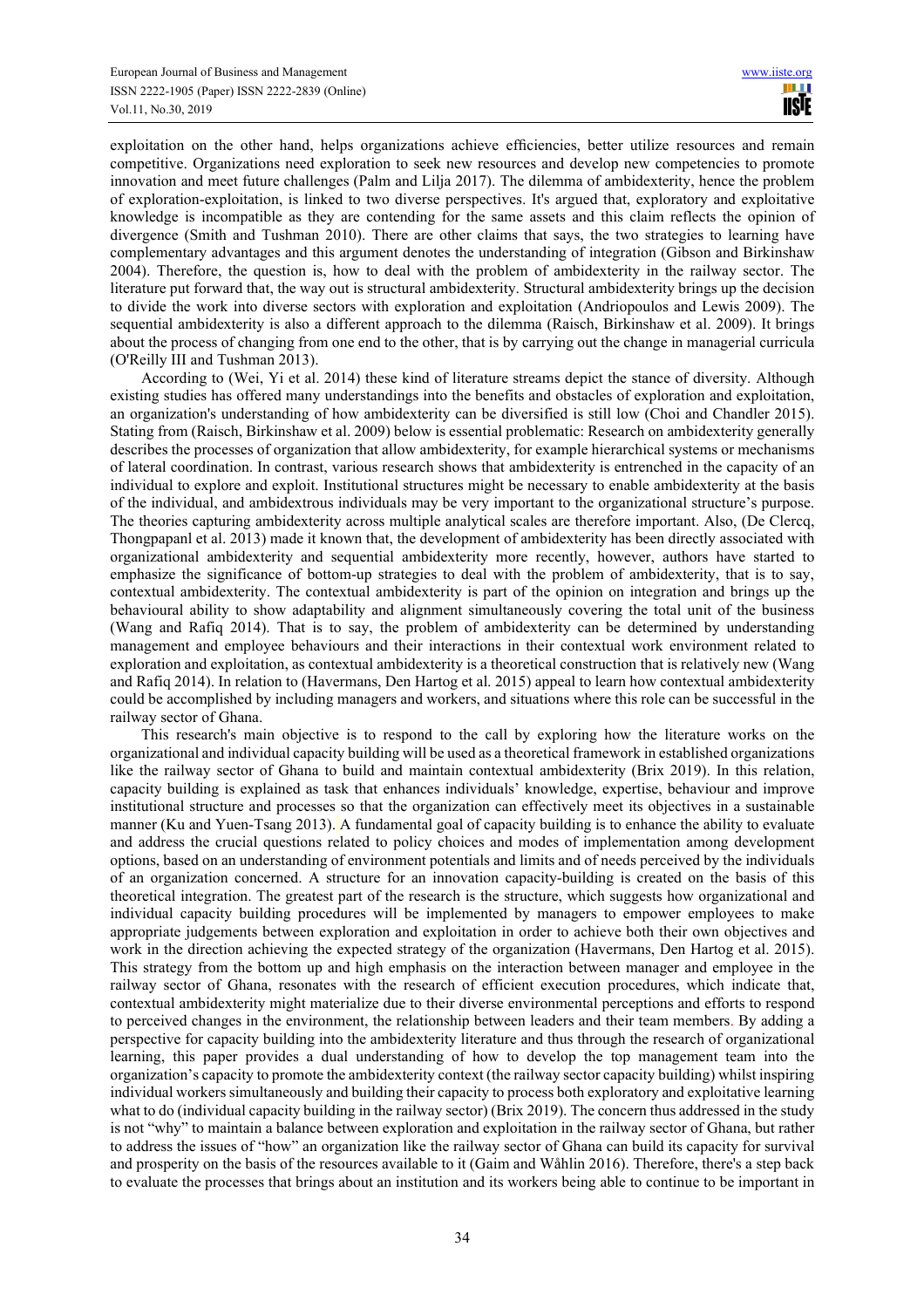exploitation on the other hand, helps organizations achieve efficiencies, better utilize resources and remain competitive. Organizations need exploration to seek new resources and develop new competencies to promote innovation and meet future challenges (Palm and Lilja 2017). The dilemma of ambidexterity, hence the problem of exploration-exploitation, is linked to two diverse perspectives. It's argued that, exploratory and exploitative knowledge is incompatible as they are contending for the same assets and this claim reflects the opinion of divergence (Smith and Tushman 2010). There are other claims that says, the two strategies to learning have complementary advantages and this argument denotes the understanding of integration (Gibson and Birkinshaw 2004). Therefore, the question is, how to deal with the problem of ambidexterity in the railway sector. The literature put forward that, the way out is structural ambidexterity. Structural ambidexterity brings up the decision to divide the work into diverse sectors with exploration and exploitation (Andriopoulos and Lewis 2009). The sequential ambidexterity is also a different approach to the dilemma (Raisch, Birkinshaw et al. 2009). It brings about the process of changing from one end to the other, that is by carrying out the change in managerial curricula (O'Reilly III and Tushman 2013).

According to (Wei, Yi et al. 2014) these kind of literature streams depict the stance of diversity. Although existing studies has offered many understandings into the benefits and obstacles of exploration and exploitation, an organization's understanding of how ambidexterity can be diversified is still low (Choi and Chandler 2015). Stating from (Raisch, Birkinshaw et al. 2009) below is essential problematic: Research on ambidexterity generally describes the processes of organization that allow ambidexterity, for example hierarchical systems or mechanisms of lateral coordination. In contrast, various research shows that ambidexterity is entrenched in the capacity of an individual to explore and exploit. Institutional structures might be necessary to enable ambidexterity at the basis of the individual, and ambidextrous individuals may be very important to the organizational structure's purpose. The theories capturing ambidexterity across multiple analytical scales are therefore important. Also, (De Clercq, Thongpapanl et al. 2013) made it known that, the development of ambidexterity has been directly associated with organizational ambidexterity and sequential ambidexterity more recently, however, authors have started to emphasize the significance of bottom-up strategies to deal with the problem of ambidexterity, that is to say, contextual ambidexterity. The contextual ambidexterity is part of the opinion on integration and brings up the behavioural ability to show adaptability and alignment simultaneously covering the total unit of the business (Wang and Rafiq 2014). That is to say, the problem of ambidexterity can be determined by understanding management and employee behaviours and their interactions in their contextual work environment related to exploration and exploitation, as contextual ambidexterity is a theoretical construction that is relatively new (Wang and Rafiq 2014). In relation to (Havermans, Den Hartog et al. 2015) appeal to learn how contextual ambidexterity could be accomplished by including managers and workers, and situations where this role can be successful in the railway sector of Ghana.

This research's main objective is to respond to the call by exploring how the literature works on the organizational and individual capacity building will be used as a theoretical framework in established organizations like the railway sector of Ghana to build and maintain contextual ambidexterity (Brix 2019). In this relation, capacity building is explained as task that enhances individuals' knowledge, expertise, behaviour and improve institutional structure and processes so that the organization can effectively meet its objectives in a sustainable manner (Ku and Yuen-Tsang 2013). A fundamental goal of capacity building is to enhance the ability to evaluate and address the crucial questions related to policy choices and modes of implementation among development options, based on an understanding of environment potentials and limits and of needs perceived by the individuals of an organization concerned. A structure for an innovation capacity-building is created on the basis of this theoretical integration. The greatest part of the research is the structure, which suggests how organizational and individual capacity building procedures will be implemented by managers to empower employees to make appropriate judgements between exploration and exploitation in order to achieve both their own objectives and work in the direction achieving the expected strategy of the organization (Havermans, Den Hartog et al. 2015). This strategy from the bottom up and high emphasis on the interaction between manager and employee in the railway sector of Ghana, resonates with the research of efficient execution procedures, which indicate that, contextual ambidexterity might materialize due to their diverse environmental perceptions and efforts to respond to perceived changes in the environment, the relationship between leaders and their team members. By adding a perspective for capacity building into the ambidexterity literature and thus through the research of organizational learning, this paper provides a dual understanding of how to develop the top management team into the organization's capacity to promote the ambidexterity context (the railway sector capacity building) whilst inspiring individual workers simultaneously and building their capacity to process both exploratory and exploitative learning what to do (individual capacity building in the railway sector) (Brix 2019). The concern thus addressed in the study is not "why" to maintain a balance between exploration and exploitation in the railway sector of Ghana, but rather to address the issues of "how" an organization like the railway sector of Ghana can build its capacity for survival and prosperity on the basis of the resources available to it (Gaim and Wåhlin 2016). Therefore, there's a step back to evaluate the processes that brings about an institution and its workers being able to continue to be important in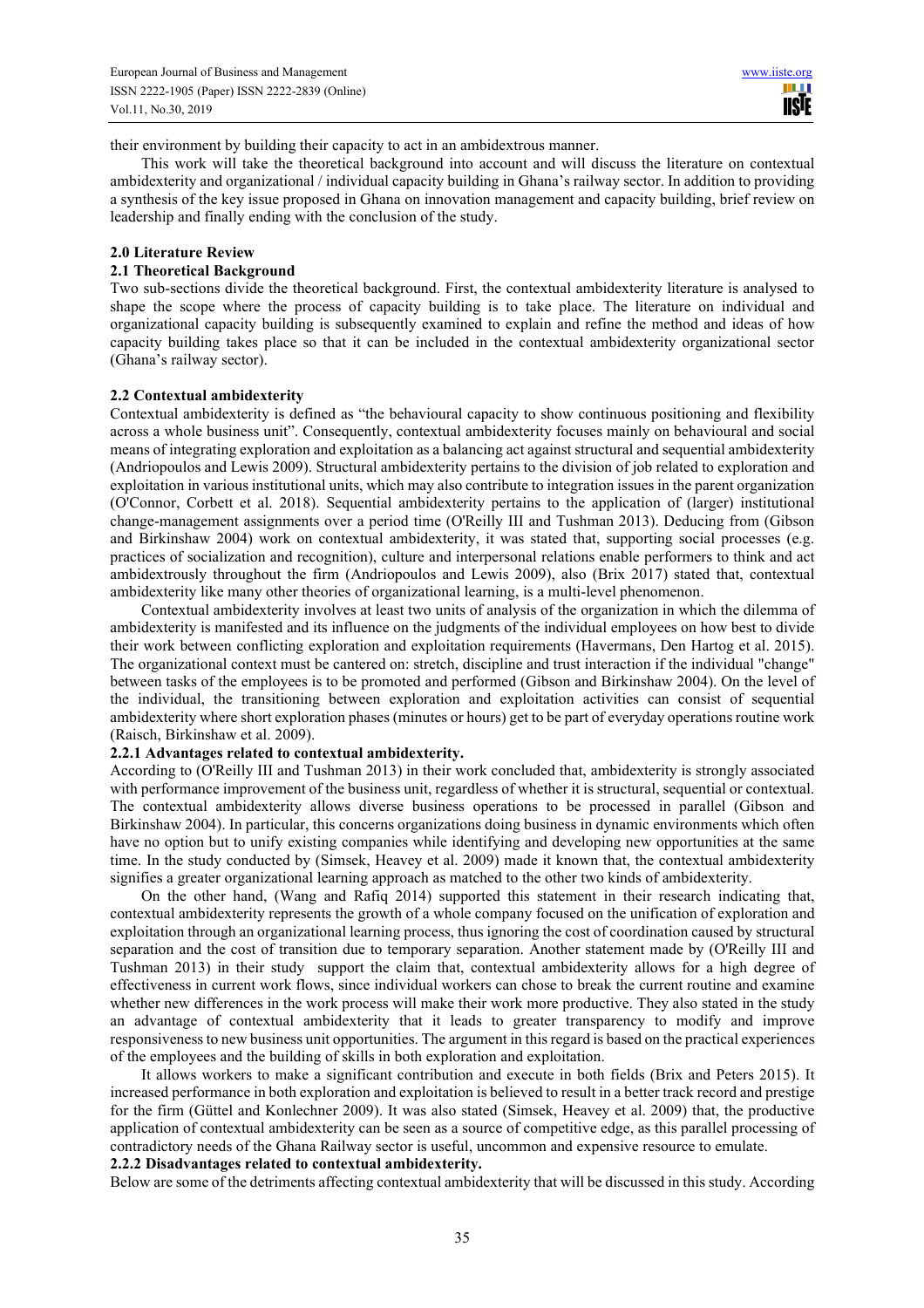their environment by building their capacity to act in an ambidextrous manner.

This work will take the theoretical background into account and will discuss the literature on contextual ambidexterity and organizational / individual capacity building in Ghana's railway sector. In addition to providing a synthesis of the key issue proposed in Ghana on innovation management and capacity building, brief review on leadership and finally ending with the conclusion of the study.

## 2.0 Literature Review

### 2.1 Theoretical Background

Two sub-sections divide the theoretical background. First, the contextual ambidexterity literature is analysed to shape the scope where the process of capacity building is to take place. The literature on individual and organizational capacity building is subsequently examined to explain and refine the method and ideas of how capacity building takes place so that it can be included in the contextual ambidexterity organizational sector (Ghana's railway sector).

### 2.2 Contextual ambidexterity

Contextual ambidexterity is defined as "the behavioural capacity to show continuous positioning and flexibility across a whole business unit". Consequently, contextual ambidexterity focuses mainly on behavioural and social means of integrating exploration and exploitation as a balancing act against structural and sequential ambidexterity (Andriopoulos and Lewis 2009). Structural ambidexterity pertains to the division of job related to exploration and exploitation in various institutional units, which may also contribute to integration issues in the parent organization (O'Connor, Corbett et al. 2018). Sequential ambidexterity pertains to the application of (larger) institutional change-management assignments over a period time (O'Reilly III and Tushman 2013). Deducing from (Gibson and Birkinshaw 2004) work on contextual ambidexterity, it was stated that, supporting social processes (e.g. practices of socialization and recognition), culture and interpersonal relations enable performers to think and act ambidextrously throughout the firm (Andriopoulos and Lewis 2009), also (Brix 2017) stated that, contextual ambidexterity like many other theories of organizational learning, is a multi-level phenomenon.

Contextual ambidexterity involves at least two units of analysis of the organization in which the dilemma of ambidexterity is manifested and its influence on the judgments of the individual employees on how best to divide their work between conflicting exploration and exploitation requirements (Havermans, Den Hartog et al. 2015). The organizational context must be cantered on: stretch, discipline and trust interaction if the individual "change" between tasks of the employees is to be promoted and performed (Gibson and Birkinshaw 2004). On the level of the individual, the transitioning between exploration and exploitation activities can consist of sequential ambidexterity where short exploration phases (minutes or hours) get to be part of everyday operations routine work (Raisch, Birkinshaw et al. 2009).

#### 2.2.1 Advantages related to contextual ambidexterity.

According to (O'Reilly III and Tushman 2013) in their work concluded that, ambidexterity is strongly associated with performance improvement of the business unit, regardless of whether it is structural, sequential or contextual. The contextual ambidexterity allows diverse business operations to be processed in parallel (Gibson and Birkinshaw 2004). In particular, this concerns organizations doing business in dynamic environments which often have no option but to unify existing companies while identifying and developing new opportunities at the same time. In the study conducted by (Simsek, Heavey et al. 2009) made it known that, the contextual ambidexterity signifies a greater organizational learning approach as matched to the other two kinds of ambidexterity.

On the other hand, (Wang and Rafiq 2014) supported this statement in their research indicating that, contextual ambidexterity represents the growth of a whole company focused on the unification of exploration and exploitation through an organizational learning process, thus ignoring the cost of coordination caused by structural separation and the cost of transition due to temporary separation. Another statement made by (O'Reilly III and Tushman 2013) in their study support the claim that, contextual ambidexterity allows for a high degree of effectiveness in current work flows, since individual workers can chose to break the current routine and examine whether new differences in the work process will make their work more productive. They also stated in the study an advantage of contextual ambidexterity that it leads to greater transparency to modify and improve responsiveness to new business unit opportunities. The argument in this regard is based on the practical experiences of the employees and the building of skills in both exploration and exploitation.

It allows workers to make a significant contribution and execute in both fields (Brix and Peters 2015). It increased performance in both exploration and exploitation is believed to result in a better track record and prestige for the firm (Güttel and Konlechner 2009). It was also stated (Simsek, Heavey et al. 2009) that, the productive application of contextual ambidexterity can be seen as a source of competitive edge, as this parallel processing of contradictory needs of the Ghana Railway sector is useful, uncommon and expensive resource to emulate.

#### 2.2.2 Disadvantages related to contextual ambidexterity.

Below are some of the detriments affecting contextual ambidexterity that will be discussed in this study. According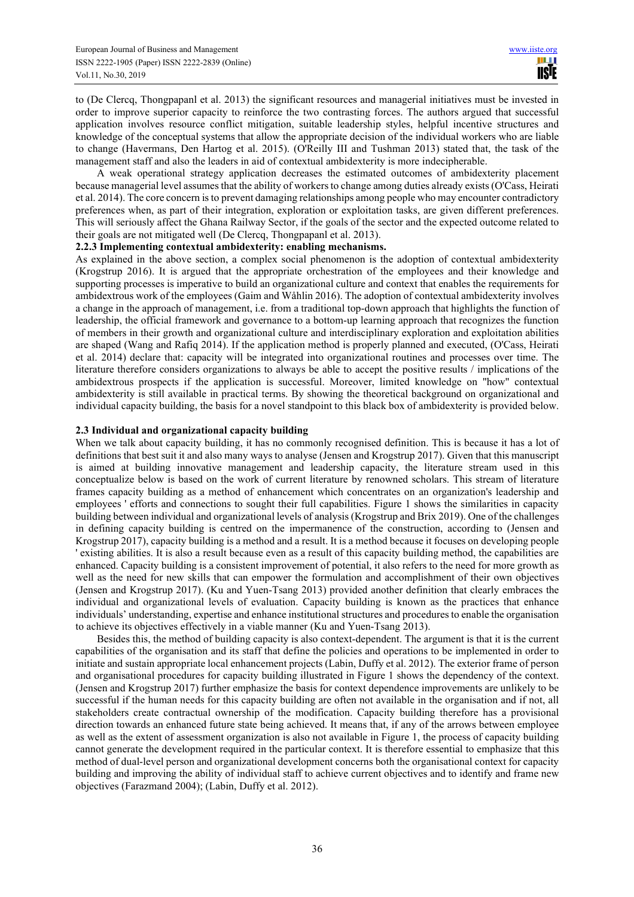to (De Clercq, Thongpapanl et al. 2013) the significant resources and managerial initiatives must be invested in order to improve superior capacity to reinforce the two contrasting forces. The authors argued that successful application involves resource conflict mitigation, suitable leadership styles, helpful incentive structures and knowledge of the conceptual systems that allow the appropriate decision of the individual workers who are liable to change (Havermans, Den Hartog et al. 2015). (O'Reilly III and Tushman 2013) stated that, the task of the management staff and also the leaders in aid of contextual ambidexterity is more indecipherable.

A weak operational strategy application decreases the estimated outcomes of ambidexterity placement because managerial level assumes that the ability of workers to change among duties already exists (O'Cass, Heirati et al. 2014). The core concern is to prevent damaging relationships among people who may encounter contradictory preferences when, as part of their integration, exploration or exploitation tasks, are given different preferences. This will seriously affect the Ghana Railway Sector, if the goals of the sector and the expected outcome related to their goals are not mitigated well (De Clercq, Thongpapanl et al. 2013).

### 2.2.3 Implementing contextual ambidexterity: enabling mechanisms.

As explained in the above section, a complex social phenomenon is the adoption of contextual ambidexterity (Krogstrup 2016). It is argued that the appropriate orchestration of the employees and their knowledge and supporting processes is imperative to build an organizational culture and context that enables the requirements for ambidextrous work of the employees (Gaim and Wåhlin 2016). The adoption of contextual ambidexterity involves a change in the approach of management, i.e. from a traditional top-down approach that highlights the function of leadership, the official framework and governance to a bottom-up learning approach that recognizes the function of members in their growth and organizational culture and interdisciplinary exploration and exploitation abilities are shaped (Wang and Rafiq 2014). If the application method is properly planned and executed, (O'Cass, Heirati et al. 2014) declare that: capacity will be integrated into organizational routines and processes over time. The literature therefore considers organizations to always be able to accept the positive results / implications of the ambidextrous prospects if the application is successful. Moreover, limited knowledge on "how" contextual ambidexterity is still available in practical terms. By showing the theoretical background on organizational and individual capacity building, the basis for a novel standpoint to this black box of ambidexterity is provided below.

## 2.3 Individual and organizational capacity building

When we talk about capacity building, it has no commonly recognised definition. This is because it has a lot of definitions that best suit it and also many ways to analyse (Jensen and Krogstrup 2017). Given that this manuscript is aimed at building innovative management and leadership capacity, the literature stream used in this conceptualize below is based on the work of current literature by renowned scholars. This stream of literature frames capacity building as a method of enhancement which concentrates on an organization's leadership and employees ' efforts and connections to sought their full capabilities. Figure 1 shows the similarities in capacity building between individual and organizational levels of analysis (Krogstrup and Brix 2019). One of the challenges in defining capacity building is centred on the impermanence of the construction, according to (Jensen and Krogstrup 2017), capacity building is a method and a result. It is a method because it focuses on developing people ' existing abilities. It is also a result because even as a result of this capacity building method, the capabilities are enhanced. Capacity building is a consistent improvement of potential, it also refers to the need for more growth as well as the need for new skills that can empower the formulation and accomplishment of their own objectives (Jensen and Krogstrup 2017). (Ku and Yuen-Tsang 2013) provided another definition that clearly embraces the individual and organizational levels of evaluation. Capacity building is known as the practices that enhance individuals' understanding, expertise and enhance institutional structures and procedures to enable the organisation to achieve its objectives effectively in a viable manner (Ku and Yuen-Tsang 2013).

Besides this, the method of building capacity is also context-dependent. The argument is that it is the current capabilities of the organisation and its staff that define the policies and operations to be implemented in order to initiate and sustain appropriate local enhancement projects (Labin, Duffy et al. 2012). The exterior frame of person and organisational procedures for capacity building illustrated in Figure 1 shows the dependency of the context. (Jensen and Krogstrup 2017) further emphasize the basis for context dependence improvements are unlikely to be successful if the human needs for this capacity building are often not available in the organisation and if not, all stakeholders create contractual ownership of the modification. Capacity building therefore has a provisional direction towards an enhanced future state being achieved. It means that, if any of the arrows between employee as well as the extent of assessment organization is also not available in Figure 1, the process of capacity building cannot generate the development required in the particular context. It is therefore essential to emphasize that this method of dual-level person and organizational development concerns both the organisational context for capacity building and improving the ability of individual staff to achieve current objectives and to identify and frame new objectives (Farazmand 2004); (Labin, Duffy et al. 2012).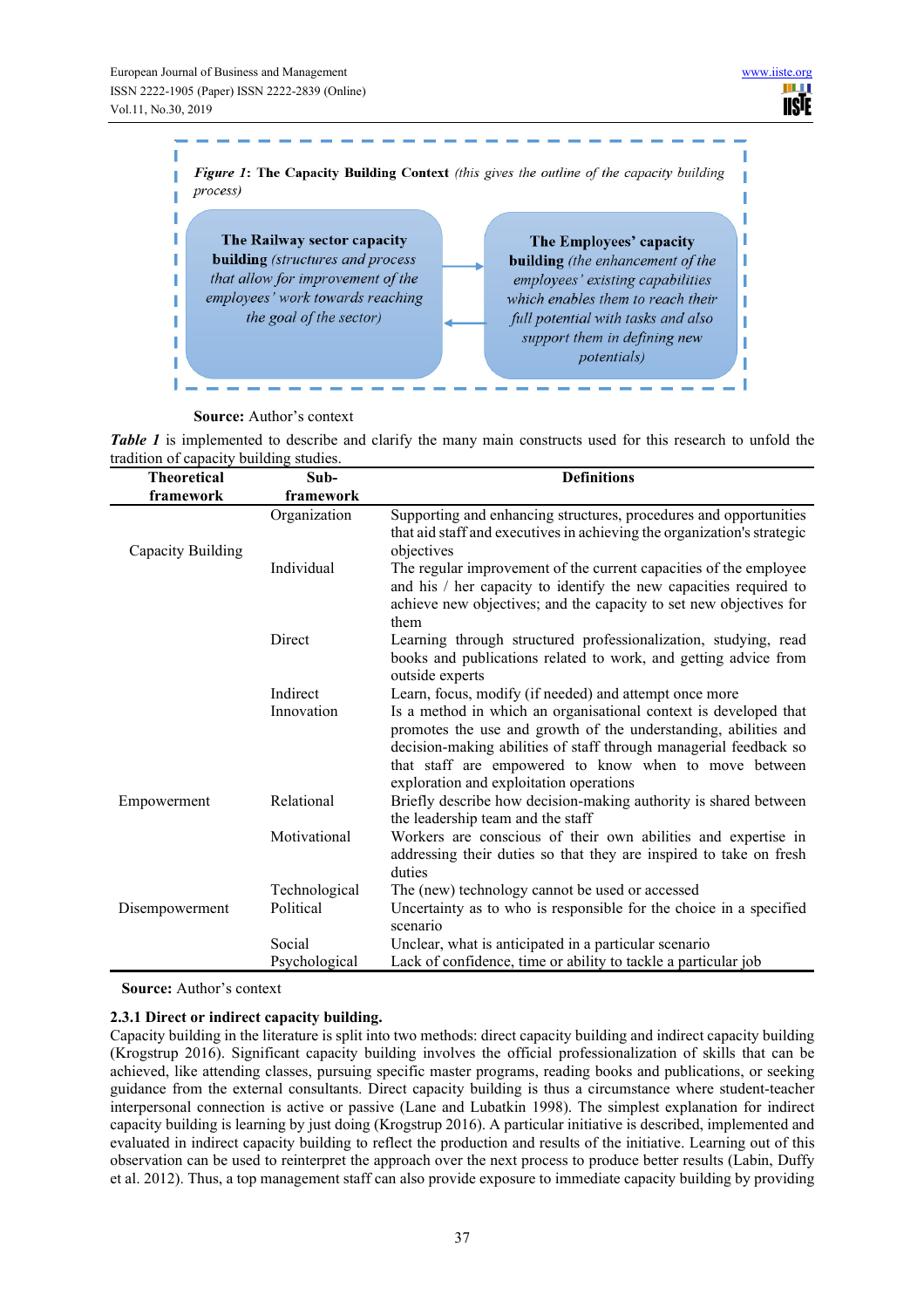*Figure 1*: **The Capacity Building Context** *(this gives the outline of the capacity building process)*

**The Railway sector capacity building** *(structures and process that allow for improvement of the employees' work towards reaching the goal of the sector)*

**The Employees' capacity building** *(the enhancement of the employees' existing capabilities which enables them to reach their full potential with tasks and also support them in defining new potentials)*

**Source:** Author's context

***Table 1*** is implemented to describe and clarify the many main constructs used for this research to unfold the tradition of capacity building studies.

| Theoretical framework | Sub-framework | Definitions |
|---|---|---|
| Capacity Building | Organization | Supporting and enhancing structures, procedures and opportunities that aid staff and executives in achieving the organization's strategic objectives |
| | Individual | The regular improvement of the current capacities of the employee and his / her capacity to identify the new capacities required to achieve new objectives; and the capacity to set new objectives for them |
| | Direct | Learning through structured professionalization, studying, read books and publications related to work, and getting advice from outside experts |
| | Indirect | Learn, focus, modify (if needed) and attempt once more |
| | Innovation | Is a method in which an organisational context is developed that promotes the use and growth of the understanding, abilities and decision-making abilities of staff through managerial feedback so that staff are empowered to know when to move between exploration and exploitation operations |
| Empowerment | Relational | Briefly describe how decision-making authority is shared between the leadership team and the staff |
| | Motivational | Workers are conscious of their own abilities and expertise in addressing their duties so that they are inspired to take on fresh duties |
| Disempowerment | Technological | The (new) technology cannot be used or accessed |
| | Political | Uncertainty as to who is responsible for the choice in a specified scenario |
| | Social | Unclear, what is anticipated in a particular scenario |
| | Psychological | Lack of confidence, time or ability to tackle a particular job |

**Source:** Author's context

### 2.3.1 Direct or indirect capacity building.

Capacity building in the literature is split into two methods: direct capacity building and indirect capacity building (Krogstrup 2016). Significant capacity building involves the official professionalization of skills that can be achieved, like attending classes, pursuing specific master programs, reading books and publications, or seeking guidance from the external consultants. Direct capacity building is thus a circumstance where student-teacher interpersonal connection is active or passive (Lane and Lubatkin 1998). The simplest explanation for indirect capacity building is learning by just doing (Krogstrup 2016). A particular initiative is described, implemented and evaluated in indirect capacity building to reflect the production and results of the initiative. Learning out of this observation can be used to reinterpret the approach over the next process to produce better results (Labin, Duffy et al. 2012). Thus, a top management staff can also provide exposure to immediate capacity building by providing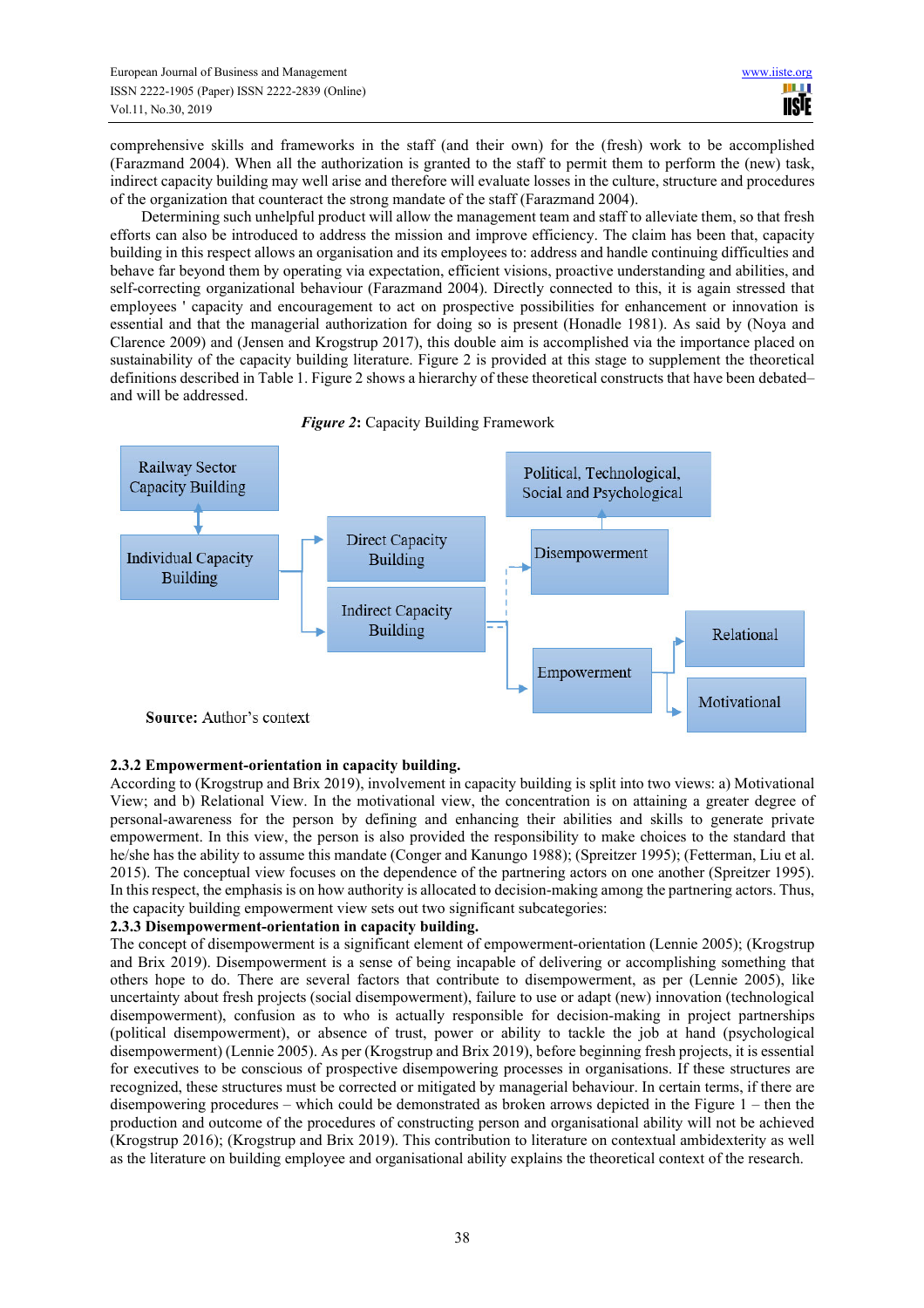comprehensive skills and frameworks in the staff (and their own) for the (fresh) work to be accomplished (Farazmand 2004). When all the authorization is granted to the staff to permit them to perform the (new) task, indirect capacity building may well arise and therefore will evaluate losses in the culture, structure and procedures of the organization that counteract the strong mandate of the staff (Farazmand 2004).

Determining such unhelpful product will allow the management team and staff to alleviate them, so that fresh efforts can also be introduced to address the mission and improve efficiency. The claim has been that, capacity building in this respect allows an organisation and its employees to: address and handle continuing difficulties and behave far beyond them by operating via expectation, efficient visions, proactive understanding and abilities, and self-correcting organizational behaviour (Farazmand 2004). Directly connected to this, it is again stressed that employees ' capacity and encouragement to act on prospective possibilities for enhancement or innovation is essential and that the managerial authorization for doing so is present (Honadle 1981). As said by (Noya and Clarence 2009) and (Jensen and Krogstrup 2017), this double aim is accomplished via the importance placed on sustainability of the capacity building literature. Figure 2 is provided at this stage to supplement the theoretical definitions described in Table 1. Figure 2 shows a hierarchy of these theoretical constructs that have been debated– and will be addressed.

***Figure 2*:** Capacity Building Framework

Railway Sector Capacity Building

Individual Capacity Building

Direct Capacity Building

Indirect Capacity Building

Political, Technological, Social and Psychological

Disempowerment

Empowerment

Relational

Motivational

**Source:** Author's context

### 2.3.2 Empowerment-orientation in capacity building.

According to (Krogstrup and Brix 2019), involvement in capacity building is split into two views: a) Motivational View; and b) Relational View. In the motivational view, the concentration is on attaining a greater degree of personal-awareness for the person by defining and enhancing their abilities and skills to generate private empowerment. In this view, the person is also provided the responsibility to make choices to the standard that he/she has the ability to assume this mandate (Conger and Kanungo 1988); (Spreitzer 1995); (Fetterman, Liu et al. 2015). The conceptual view focuses on the dependence of the partnering actors on one another (Spreitzer 1995). In this respect, the emphasis is on how authority is allocated to decision-making among the partnering actors. Thus, the capacity building empowerment view sets out two significant subcategories:

### 2.3.3 Disempowerment-orientation in capacity building.

The concept of disempowerment is a significant element of empowerment-orientation (Lennie 2005); (Krogstrup and Brix 2019). Disempowerment is a sense of being incapable of delivering or accomplishing something that others hope to do. There are several factors that contribute to disempowerment, as per (Lennie 2005), like uncertainty about fresh projects (social disempowerment), failure to use or adapt (new) innovation (technological disempowerment), confusion as to who is actually responsible for decision-making in project partnerships (political disempowerment), or absence of trust, power or ability to tackle the job at hand (psychological disempowerment) (Lennie 2005). As per (Krogstrup and Brix 2019), before beginning fresh projects, it is essential for executives to be conscious of prospective disempowering processes in organisations. If these structures are recognized, these structures must be corrected or mitigated by managerial behaviour. In certain terms, if there are disempowering procedures – which could be demonstrated as broken arrows depicted in the Figure 1 – then the production and outcome of the procedures of constructing person and organisational ability will not be achieved (Krogstrup 2016); (Krogstrup and Brix 2019). This contribution to literature on contextual ambidexterity as well as the literature on building employee and organisational ability explains the theoretical context of the research.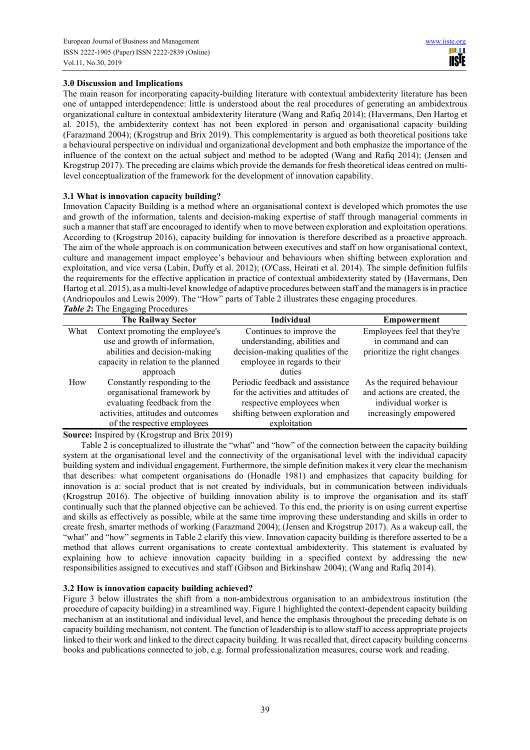## 3.0 Discussion and Implications

The main reason for incorporating capacity-building literature with contextual ambidexterity literature has been one of untapped interdependence: little is understood about the real procedures of generating an ambidextrous organizational culture in contextual ambidexterity literature (Wang and Rafiq 2014); (Havermans, Den Hartog et al. 2015), the ambidexterity context has not been explored in person and organisational capacity building (Farazmand 2004); (Krogstrup and Brix 2019). This complementarity is argued as both theoretical positions take a behavioural perspective on individual and organizational development and both emphasize the importance of the influence of the context on the actual subject and method to be adopted (Wang and Rafiq 2014); (Jensen and Krogstrup 2017). The preceding are claims which provide the demands for fresh theoretical ideas centred on multi-level conceptualization of the framework for the development of innovation capability.

### 3.1 What is innovation capacity building?

Innovation Capacity Building is a method where an organisational context is developed which promotes the use and growth of the information, talents and decision-making expertise of staff through managerial comments in such a manner that staff are encouraged to identify when to move between exploration and exploitation operations. According to (Krogstrup 2016), capacity building for innovation is therefore described as a proactive approach. The aim of the whole approach is on communication between executives and staff on how organisational context, culture and management impact employee's behaviour and behaviours when shifting between exploration and exploitation, and vice versa (Labin, Duffy et al. 2012); (O'Cass, Heirati et al. 2014). The simple definition fulfils the requirements for the effective application in practice of contextual ambidexterity stated by (Havermans, Den Hartog et al. 2015), as a multi-level knowledge of adaptive procedures between staff and the managers is in practice (Andriopoulos and Lewis 2009). The "How" parts of Table 2 illustrates these engaging procedures.

***Table 2*: The Engaging Procedures**

| | The Railway Sector | Individual | Empowerment |
|---|---|---|---|
| What | Context promoting the employee's use and growth of information, abilities and decision-making capacity in relation to the planned approach | Continues to improve the understanding, abilities and decision-making qualities of the employee in regards to their duties | Employees feel that they're in command and can prioritize the right changes |
| How | Constantly responding to the organisational framework by evaluating feedback from the activities, attitudes and outcomes of the respective employees | Periodic feedback and assistance for the activities and attitudes of respective employees when shifting between exploration and exploitation | As the required behaviour and actions are created, the individual worker is increasingly empowered |

**Source:** Inspired by (Krogstrup and Brix 2019)

Table 2 is conceptualized to illustrate the "what" and "how" of the connection between the capacity building system at the organisational level and the connectivity of the organisational level with the individual capacity building system and individual engagement. Furthermore, the simple definition makes it very clear the mechanism that describes: what competent organisations do (Honadle 1981) and emphasizes that capacity building for innovation is a: social product that is not created by individuals, but in communication between individuals (Krogstrup 2016). The objective of building innovation ability is to improve the organisation and its staff continually such that the planned objective can be achieved. To this end, the priority is on using current expertise and skills as effectively as possible, while at the same time improving these understanding and skills in order to create fresh, smarter methods of working (Farazmand 2004); (Jensen and Krogstrup 2017). As a wakeup call, the "what" and "how" segments in Table 2 clarify this view. Innovation capacity building is therefore asserted to be a method that allows current organisations to create contextual ambidexterity. This statement is evaluated by explaining how to achieve innovation capacity building in a specified context by addressing the new responsibilities assigned to executives and staff (Gibson and Birkinshaw 2004); (Wang and Rafiq 2014).

### 3.2 How is innovation capacity building achieved?

Figure 3 below illustrates the shift from a non-ambidextrous organisation to an ambidextrous institution (the procedure of capacity building) in a streamlined way. Figure 1 highlighted the context-dependent capacity building mechanism at an institutional and individual level, and hence the emphasis throughout the preceding debate is on capacity building mechanism, not content. The function of leadership is to allow staff to access appropriate projects linked to their work and linked to the direct capacity building. It was recalled that, direct capacity building concerns books and publications connected to job, e.g. formal professionalization measures, course work and reading.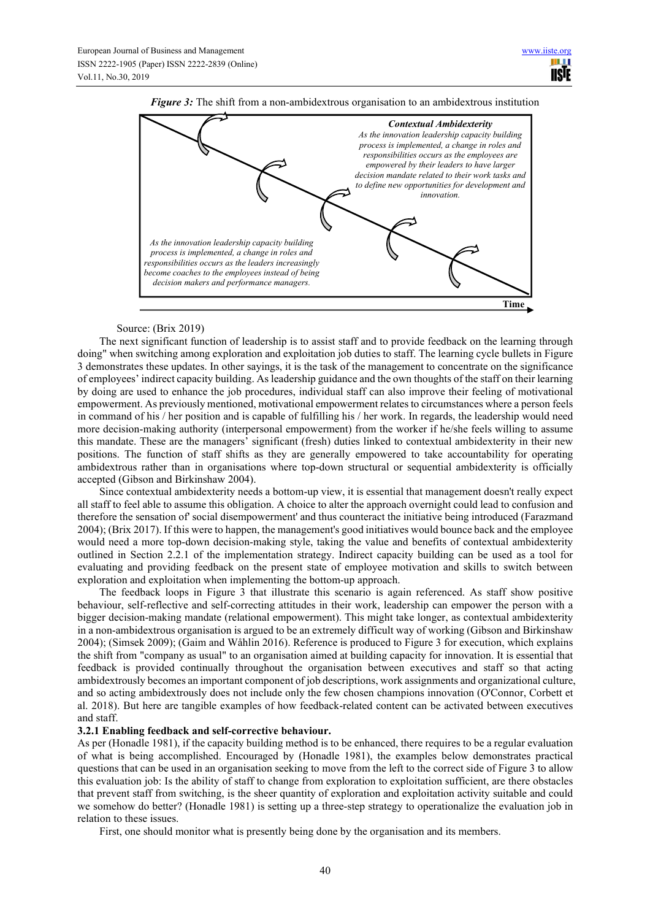*Figure 3:* The shift from a non-ambidextrous organisation to an ambidextrous institution

***Contextual Ambidexterity***

*As the innovation leadership capacity building process is implemented, a change in roles and responsibilities occurs as the employees are empowered by their leaders to have larger decision mandate related to their work tasks and to define new opportunities for development and innovation.*

*As the innovation leadership capacity building process is implemented, a change in roles and responsibilities occurs as the leaders increasingly become coaches to the employees instead of being decision makers and performance managers.*

**Time**

Source: (Brix 2019)

The next significant function of leadership is to assist staff and to provide feedback on the learning through doing" when switching among exploration and exploitation job duties to staff. The learning cycle bullets in Figure 3 demonstrates these updates. In other sayings, it is the task of the management to concentrate on the significance of employees' indirect capacity building. As leadership guidance and the own thoughts of the staff on their learning by doing are used to enhance the job procedures, individual staff can also improve their feeling of motivational empowerment. As previously mentioned, motivational empowerment relates to circumstances where a person feels in command of his / her position and is capable of fulfilling his / her work. In regards, the leadership would need more decision-making authority (interpersonal empowerment) from the worker if he/she feels willing to assume this mandate. These are the managers' significant (fresh) duties linked to contextual ambidexterity in their new positions. The function of staff shifts as they are generally empowered to take accountability for operating ambidextrous rather than in organisations where top-down structural or sequential ambidexterity is officially accepted (Gibson and Birkinshaw 2004).

Since contextual ambidexterity needs a bottom-up view, it is essential that management doesn't really expect all staff to feel able to assume this obligation. A choice to alter the approach overnight could lead to confusion and therefore the sensation of' social disempowerment' and thus counteract the initiative being introduced (Farazmand 2004); (Brix 2017). If this were to happen, the management's good initiatives would bounce back and the employee would need a more top-down decision-making style, taking the value and benefits of contextual ambidexterity outlined in Section 2.2.1 of the implementation strategy. Indirect capacity building can be used as a tool for evaluating and providing feedback on the present state of employee motivation and skills to switch between exploration and exploitation when implementing the bottom-up approach.

The feedback loops in Figure 3 that illustrate this scenario is again referenced. As staff show positive behaviour, self-reflective and self-correcting attitudes in their work, leadership can empower the person with a bigger decision-making mandate (relational empowerment). This might take longer, as contextual ambidexterity in a non-ambidextrous organisation is argued to be an extremely difficult way of working (Gibson and Birkinshaw 2004); (Simsek 2009); (Gaim and Wåhlin 2016). Reference is produced to Figure 3 for execution, which explains the shift from "company as usual" to an organisation aimed at building capacity for innovation. It is essential that feedback is provided continually throughout the organisation between executives and staff so that acting ambidextrously becomes an important component of job descriptions, work assignments and organizational culture, and so acting ambidextrously does not include only the few chosen champions innovation (O'Connor, Corbett et al. 2018). But here are tangible examples of how feedback-related content can be activated between executives and staff.

### 3.2.1 Enabling feedback and self-corrective behaviour.

As per (Honadle 1981), if the capacity building method is to be enhanced, there requires to be a regular evaluation of what is being accomplished. Encouraged by (Honadle 1981), the examples below demonstrates practical questions that can be used in an organisation seeking to move from the left to the correct side of Figure 3 to allow this evaluation job: Is the ability of staff to change from exploration to exploitation sufficient, are there obstacles that prevent staff from switching, is the sheer quantity of exploration and exploitation activity suitable and could we somehow do better? (Honadle 1981) is setting up a three-step strategy to operationalize the evaluation job in relation to these issues.

First, one should monitor what is presently being done by the organisation and its members.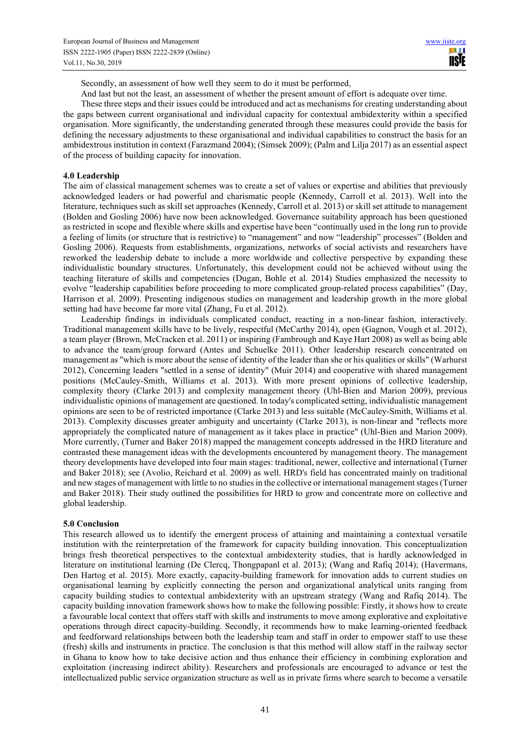Secondly, an assessment of how well they seem to do it must be performed,

And last but not the least, an assessment of whether the present amount of effort is adequate over time.

These three steps and their issues could be introduced and act as mechanisms for creating understanding about the gaps between current organisational and individual capacity for contextual ambidexterity within a specified organisation. More significantly, the understanding generated through these measures could provide the basis for defining the necessary adjustments to these organisational and individual capabilities to construct the basis for an ambidextrous institution in context (Farazmand 2004); (Simsek 2009); (Palm and Lilja 2017) as an essential aspect of the process of building capacity for innovation.

## 4.0 Leadership

The aim of classical management schemes was to create a set of values or expertise and abilities that previously acknowledged leaders or had powerful and charismatic people (Kennedy, Carroll et al. 2013). Well into the literature, techniques such as skill set approaches (Kennedy, Carroll et al. 2013) or skill set attitude to management (Bolden and Gosling 2006) have now been acknowledged. Governance suitability approach has been questioned as restricted in scope and flexible where skills and expertise have been "continually used in the long run to provide a feeling of limits (or structure that is restrictive) to "management" and now "leadership" processes" (Bolden and Gosling 2006). Requests from establishments, organizations, networks of social activists and researchers have reworked the leadership debate to include a more worldwide and collective perspective by expanding these individualistic boundary structures. Unfortunately, this development could not be achieved without using the teaching literature of skills and competencies (Dugan, Bohle et al. 2014) Studies emphasized the necessity to evolve "leadership capabilities before proceeding to more complicated group-related process capabilities" (Day, Harrison et al. 2009). Presenting indigenous studies on management and leadership growth in the more global setting had have become far more vital (Zhang, Fu et al. 2012).

Leadership findings in individuals complicated conduct, reacting in a non-linear fashion, interactively. Traditional management skills have to be lively, respectful (McCarthy 2014), open (Gagnon, Vough et al. 2012), a team player (Brown, McCracken et al. 2011) or inspiring (Fambrough and Kaye Hart 2008) as well as being able to advance the team/group forward (Antes and Schuelke 2011). Other leadership research concentrated on management as "which is more about the sense of identity of the leader than she or his qualities or skills" (Warhurst 2012), Concerning leaders "settled in a sense of identity" (Muir 2014) and cooperative with shared management positions (McCauley-Smith, Williams et al. 2013). With more present opinions of collective leadership, complexity theory (Clarke 2013) and complexity management theory (Uhl-Bien and Marion 2009), previous individualistic opinions of management are questioned. In today's complicated setting, individualistic management opinions are seen to be of restricted importance (Clarke 2013) and less suitable (McCauley-Smith, Williams et al. 2013). Complexity discusses greater ambiguity and uncertainty (Clarke 2013), is non-linear and "reflects more appropriately the complicated nature of management as it takes place in practice" (Uhl-Bien and Marion 2009). More currently, (Turner and Baker 2018) mapped the management concepts addressed in the HRD literature and contrasted these management ideas with the developments encountered by management theory. The management theory developments have developed into four main stages: traditional, newer, collective and international (Turner and Baker 2018); see (Avolio, Reichard et al. 2009) as well. HRD's field has concentrated mainly on traditional and new stages of management with little to no studies in the collective or international management stages (Turner and Baker 2018). Their study outlined the possibilities for HRD to grow and concentrate more on collective and global leadership.

## 5.0 Conclusion

This research allowed us to identify the emergent process of attaining and maintaining a contextual versatile institution with the reinterpretation of the framework for capacity building innovation. This conceptualization brings fresh theoretical perspectives to the contextual ambidexterity studies, that is hardly acknowledged in literature on institutional learning (De Clercq, Thongpapanl et al. 2013); (Wang and Rafiq 2014); (Havermans, Den Hartog et al. 2015). More exactly, capacity-building framework for innovation adds to current studies on organisational learning by explicitly connecting the person and organizational analytical units ranging from capacity building studies to contextual ambidexterity with an upstream strategy (Wang and Rafiq 2014). The capacity building innovation framework shows how to make the following possible: Firstly, it shows how to create a favourable local context that offers staff with skills and instruments to move among explorative and exploitative operations through direct capacity-building. Secondly, it recommends how to make learning-oriented feedback and feedforward relationships between both the leadership team and staff in order to empower staff to use these (fresh) skills and instruments in practice. The conclusion is that this method will allow staff in the railway sector in Ghana to know how to take decisive action and thus enhance their efficiency in combining exploration and exploitation (increasing indirect ability). Researchers and professionals are encouraged to advance or test the intellectualized public service organization structure as well as in private firms where search to become a versatile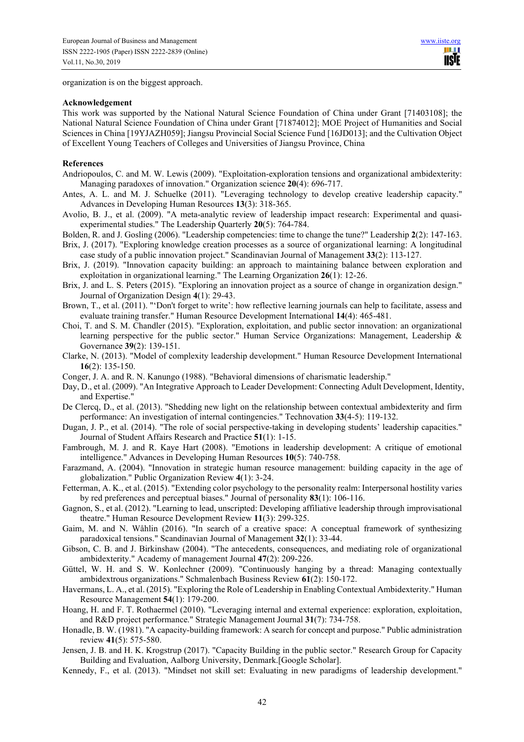organization is on the biggest approach.

**Acknowledgement**

This work was supported by the National Natural Science Foundation of China under Grant [71403108]; the National Natural Science Foundation of China under Grant [71874012]; MOE Project of Humanities and Social Sciences in China [19YJAZH059]; Jiangsu Provincial Social Science Fund [16JD013]; and the Cultivation Object of Excellent Young Teachers of Colleges and Universities of Jiangsu Province, China

**References**

Andriopoulos, C. and M. W. Lewis (2009). "Exploitation-exploration tensions and organizational ambidexterity: Managing paradoxes of innovation." Organization science **20**(4): 696-717.

Antes, A. L. and M. J. Schuelke (2011). "Leveraging technology to develop creative leadership capacity." Advances in Developing Human Resources **13**(3): 318-365.

Avolio, B. J., et al. (2009). "A meta-analytic review of leadership impact research: Experimental and quasi-experimental studies." The Leadership Quarterly **20**(5): 764-784.

Bolden, R. and J. Gosling (2006). "Leadership competencies: time to change the tune?" Leadership **2**(2): 147-163.

Brix, J. (2017). "Exploring knowledge creation processes as a source of organizational learning: A longitudinal case study of a public innovation project." Scandinavian Journal of Management **33**(2): 113-127.

Brix, J. (2019). "Innovation capacity building: an approach to maintaining balance between exploration and exploitation in organizational learning." The Learning Organization **26**(1): 12-26.

Brix, J. and L. S. Peters (2015). "Exploring an innovation project as a source of change in organization design." Journal of Organization Design **4**(1): 29-43.

Brown, T., et al. (2011). "'Don't forget to write': how reflective learning journals can help to facilitate, assess and evaluate training transfer." Human Resource Development International **14**(4): 465-481.

Choi, T. and S. M. Chandler (2015). "Exploration, exploitation, and public sector innovation: an organizational learning perspective for the public sector." Human Service Organizations: Management, Leadership & Governance **39**(2): 139-151.

Clarke, N. (2013). "Model of complexity leadership development." Human Resource Development International **16**(2): 135-150.

Conger, J. A. and R. N. Kanungo (1988). "Behavioral dimensions of charismatic leadership."

Day, D., et al. (2009). "An Integrative Approach to Leader Development: Connecting Adult Development, Identity, and Expertise."

De Clercq, D., et al. (2013). "Shedding new light on the relationship between contextual ambidexterity and firm performance: An investigation of internal contingencies." Technovation **33**(4-5): 119-132.

Dugan, J. P., et al. (2014). "The role of social perspective-taking in developing students' leadership capacities." Journal of Student Affairs Research and Practice **51**(1): 1-15.

Fambrough, M. J. and R. Kaye Hart (2008). "Emotions in leadership development: A critique of emotional intelligence." Advances in Developing Human Resources **10**(5): 740-758.

Farazmand, A. (2004). "Innovation in strategic human resource management: building capacity in the age of globalization." Public Organization Review **4**(1): 3-24.

Fetterman, A. K., et al. (2015). "Extending color psychology to the personality realm: Interpersonal hostility varies by red preferences and perceptual biases." Journal of personality **83**(1): 106-116.

Gagnon, S., et al. (2012). "Learning to lead, unscripted: Developing affiliative leadership through improvisational theatre." Human Resource Development Review **11**(3): 299-325.

Gaim, M. and N. Wåhlin (2016). "In search of a creative space: A conceptual framework of synthesizing paradoxical tensions." Scandinavian Journal of Management **32**(1): 33-44.

Gibson, C. B. and J. Birkinshaw (2004). "The antecedents, consequences, and mediating role of organizational ambidexterity." Academy of management Journal **47**(2): 209-226.

Güttel, W. H. and S. W. Konlechner (2009). "Continuously hanging by a thread: Managing contextually ambidextrous organizations." Schmalenbach Business Review **61**(2): 150-172.

Havermans, L. A., et al. (2015). "Exploring the Role of Leadership in Enabling Contextual Ambidexterity." Human Resource Management **54**(1): 179-200.

Hoang, H. and F. T. Rothaermel (2010). "Leveraging internal and external experience: exploration, exploitation, and R&D project performance." Strategic Management Journal **31**(7): 734-758.

Honadle, B. W. (1981). "A capacity-building framework: A search for concept and purpose." Public administration review **41**(5): 575-580.

Jensen, J. B. and H. K. Krogstrup (2017). "Capacity Building in the public sector." Research Group for Capacity Building and Evaluation, Aalborg University, Denmark.[Google Scholar].

Kennedy, F., et al. (2013). "Mindset not skill set: Evaluating in new paradigms of leadership development."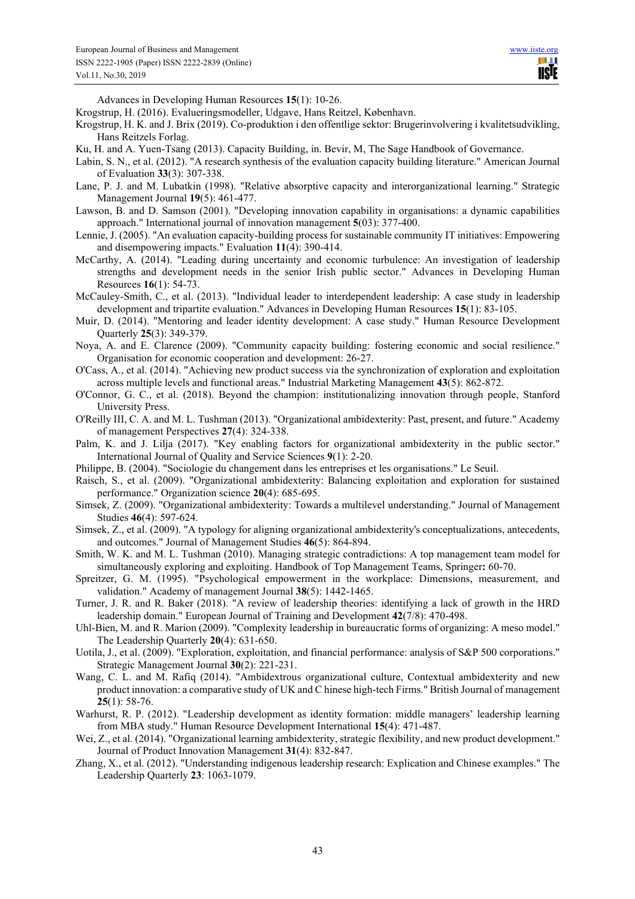Advances in Developing Human Resources **15**(1): 10-26.

Krogstrup, H. (2016). Evalueringsmodeller, Udgave, Hans Reitzel, København.

Krogstrup, H. K. and J. Brix (2019). Co-produktion i den offentlige sektor: Brugerinvolvering i kvalitetsudvikling, Hans Reitzels Forlag.

Ku, H. and A. Yuen-Tsang (2013). Capacity Building, in. Bevir, M, The Sage Handbook of Governance.

Labin, S. N., et al. (2012). "A research synthesis of the evaluation capacity building literature." American Journal of Evaluation **33**(3): 307-338.

Lane, P. J. and M. Lubatkin (1998). "Relative absorptive capacity and interorganizational learning." Strategic Management Journal **19**(5): 461-477.

Lawson, B. and D. Samson (2001). "Developing innovation capability in organisations: a dynamic capabilities approach." International journal of innovation management **5**(03): 377-400.

Lennie, J. (2005). "An evaluation capacity-building process for sustainable community IT initiatives: Empowering and disempowering impacts." Evaluation **11**(4): 390-414.

McCarthy, A. (2014). "Leading during uncertainty and economic turbulence: An investigation of leadership strengths and development needs in the senior Irish public sector." Advances in Developing Human Resources **16**(1): 54-73.

McCauley-Smith, C., et al. (2013). "Individual leader to interdependent leadership: A case study in leadership development and tripartite evaluation." Advances in Developing Human Resources **15**(1): 83-105.

Muir, D. (2014). "Mentoring and leader identity development: A case study." Human Resource Development Quarterly **25**(3): 349-379.

Noya, A. and E. Clarence (2009). "Community capacity building: fostering economic and social resilience." Organisation for economic cooperation and development: 26-27.

O'Cass, A., et al. (2014). "Achieving new product success via the synchronization of exploration and exploitation across multiple levels and functional areas." Industrial Marketing Management **43**(5): 862-872.

O'Connor, G. C., et al. (2018). Beyond the champion: institutionalizing innovation through people, Stanford University Press.

O'Reilly III, C. A. and M. L. Tushman (2013). "Organizational ambidexterity: Past, present, and future." Academy of management Perspectives **27**(4): 324-338.

Palm, K. and J. Lilja (2017). "Key enabling factors for organizational ambidexterity in the public sector." International Journal of Quality and Service Sciences **9**(1): 2-20.

Philippe, B. (2004). "Sociologie du changement dans les entreprises et les organisations." Le Seuil.

Raisch, S., et al. (2009). "Organizational ambidexterity: Balancing exploitation and exploration for sustained performance." Organization science **20**(4): 685-695.

Simsek, Z. (2009). "Organizational ambidexterity: Towards a multilevel understanding." Journal of Management Studies **46**(4): 597-624.

Simsek, Z., et al. (2009). "A typology for aligning organizational ambidexterity's conceptualizations, antecedents, and outcomes." Journal of Management Studies **46**(5): 864-894.

Smith, W. K. and M. L. Tushman (2010). Managing strategic contradictions: A top management team model for simultaneously exploring and exploiting. Handbook of Top Management Teams, Springer**:** 60-70.

Spreitzer, G. M. (1995). "Psychological empowerment in the workplace: Dimensions, measurement, and validation." Academy of management Journal **38**(5): 1442-1465.

Turner, J. R. and R. Baker (2018). "A review of leadership theories: identifying a lack of growth in the HRD leadership domain." European Journal of Training and Development **42**(7/8): 470-498.

Uhl-Bien, M. and R. Marion (2009). "Complexity leadership in bureaucratic forms of organizing: A meso model." The Leadership Quarterly **20**(4): 631-650.

Uotila, J., et al. (2009). "Exploration, exploitation, and financial performance: analysis of S&P 500 corporations." Strategic Management Journal **30**(2): 221-231.

Wang, C. L. and M. Rafiq (2014). "Ambidextrous organizational culture, Contextual ambidexterity and new product innovation: a comparative study of UK and C hinese high-tech Firms." British Journal of management **25**(1): 58-76.

Warhurst, R. P. (2012). "Leadership development as identity formation: middle managers' leadership learning from MBA study." Human Resource Development International **15**(4): 471-487.

Wei, Z., et al. (2014). "Organizational learning ambidexterity, strategic flexibility, and new product development." Journal of Product Innovation Management **31**(4): 832-847.

Zhang, X., et al. (2012). "Understanding indigenous leadership research: Explication and Chinese examples." The Leadership Quarterly **23**: 1063-1079.